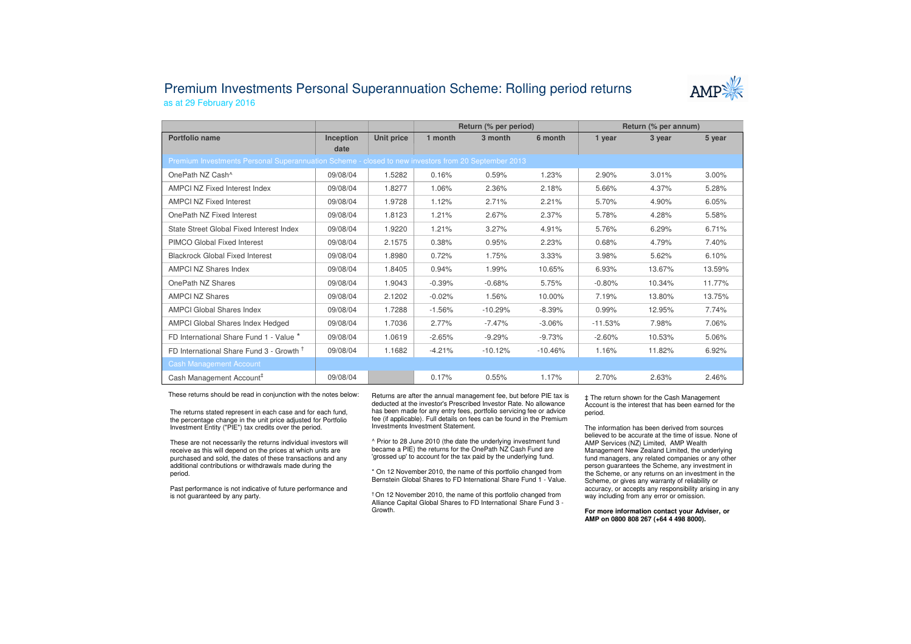# Premium Investments Personal Superannuation Scheme: Rolling period returns

as at 29 February 2016

| | | | Return (% per period) | | | Return (% per annum) | | |
|---|---|---|---|---|---|---|---|---|
| **Portfolio name** | **Inception date** | **Unit price** | **1 month** | **3 month** | **6 month** | **1 year** | **3 year** | **5 year** |
| Premium Investments Personal Superannuation Scheme - closed to new investors from 20 September 2013 | | | | | | | | |
| OnePath NZ Cash^ | 09/08/04 | 1.5282 | 0.16% | 0.59% | 1.23% | 2.90% | 3.01% | 3.00% |
| AMPCI NZ Fixed Interest Index | 09/08/04 | 1.8277 | 1.06% | 2.36% | 2.18% | 5.66% | 4.37% | 5.28% |
| AMPCI NZ Fixed Interest | 09/08/04 | 1.9728 | 1.12% | 2.71% | 2.21% | 5.70% | 4.90% | 6.05% |
| OnePath NZ Fixed Interest | 09/08/04 | 1.8123 | 1.21% | 2.67% | 2.37% | 5.78% | 4.28% | 5.58% |
| State Street Global Fixed Interest Index | 09/08/04 | 1.9220 | 1.21% | 3.27% | 4.91% | 5.76% | 6.29% | 6.71% |
| PIMCO Global Fixed Interest | 09/08/04 | 2.1575 | 0.38% | 0.95% | 2.23% | 0.68% | 4.79% | 7.40% |
| Blackrock Global Fixed Interest | 09/08/04 | 1.8980 | 0.72% | 1.75% | 3.33% | 3.98% | 5.62% | 6.10% |
| AMPCI NZ Shares Index | 09/08/04 | 1.8405 | 0.94% | 1.99% | 10.65% | 6.93% | 13.67% | 13.59% |
| OnePath NZ Shares | 09/08/04 | 1.9043 | -0.39% | -0.68% | 5.75% | -0.80% | 10.34% | 11.77% |
| AMPCI NZ Shares | 09/08/04 | 2.1202 | -0.02% | 1.56% | 10.00% | 7.19% | 13.80% | 13.75% |
| AMPCI Global Shares Index | 09/08/04 | 1.7288 | -1.56% | -10.29% | -8.39% | 0.99% | 12.95% | 7.74% |
| AMPCI Global Shares Index Hedged | 09/08/04 | 1.7036 | 2.77% | -7.47% | -3.06% | -11.53% | 7.98% | 7.06% |
| FD International Share Fund 1 - Value * | 09/08/04 | 1.0619 | -2.65% | -9.29% | -9.73% | -2.60% | 10.53% | 5.06% |
| FD International Share Fund 3 - Growth † | 09/08/04 | 1.1682 | -4.21% | -10.12% | -10.46% | 1.16% | 11.82% | 6.92% |
| Cash Management Account | | | | | | | | |
| Cash Management Account‡ | 09/08/04 | | 0.17% | 0.55% | 1.17% | 2.70% | 2.63% | 2.46% |

These returns should be read in conjunction with the notes below:

The returns stated represent in each case and for each fund, the percentage change in the unit price adjusted for Portfolio Investment Entity ("PIE") tax credits over the period.

These are not necessarily the returns individual investors will receive as this will depend on the prices at which units are purchased and sold, the dates of these transactions and any additional contributions or withdrawals made during the period.

Past performance is not indicative of future performance and is not guaranteed by any party.

Returns are after the annual management fee, but before PIE tax is deducted at the investor's Prescribed Investor Rate. No allowance has been made for any entry fees, portfolio servicing fee or advice fee (if applicable). Full details on fees can be found in the Premium Investments Investment Statement.

^ Prior to 28 June 2010 (the date the underlying investment fund became a PIE) the returns for the OnePath NZ Cash Fund are 'grossed up' to account for the tax paid by the underlying fund.

* On 12 November 2010, the name of this portfolio changed from Bernstein Global Shares to FD International Share Fund 1 - Value.

† On 12 November 2010, the name of this portfolio changed from Alliance Capital Global Shares to FD International Share Fund 3 - Growth.

‡ The return shown for the Cash Management Account is the interest that has been earned for the period.

The information has been derived from sources believed to be accurate at the time of issue. None of AMP Services (NZ) Limited, AMP Wealth Management New Zealand Limited, the underlying fund managers, any related companies or any other person guarantees the Scheme, any investment in the Scheme, or any returns on an investment in the Scheme, or gives any warranty of reliability or accuracy, or accepts any responsibility arising in any way including from any error or omission.

**For more information contact your Adviser, or AMP on 0800 808 267 (+64 4 498 8000).**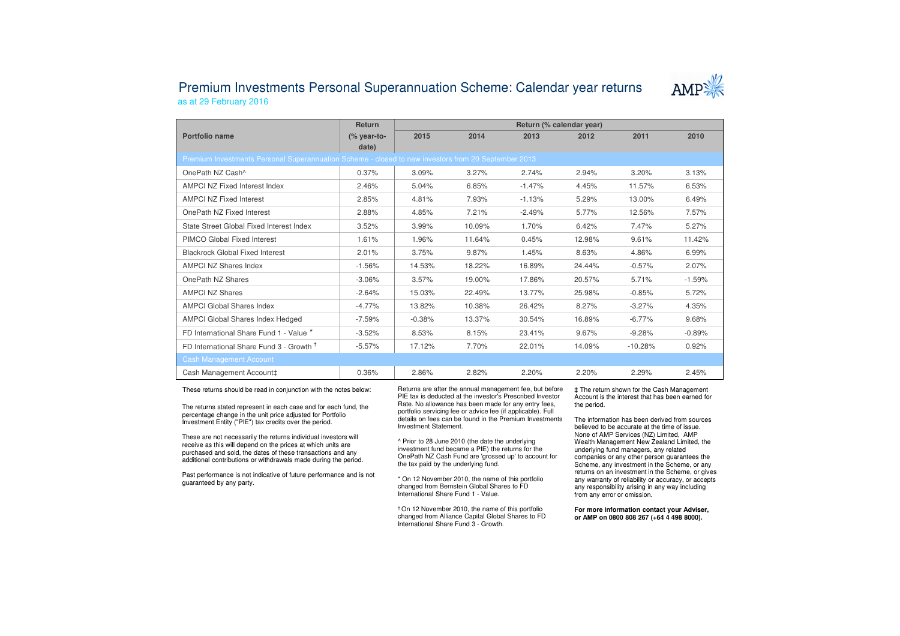# Premium Investments Personal Superannuation Scheme: Calendar year returns

as at 29 February 2016

| Portfolio name | Return (% year-to-date) | Return (% calendar year) | | | | | |
|---|---|---|---|---|---|---|---|
| | | 2015 | 2014 | 2013 | 2012 | 2011 | 2010 |
| Premium Investments Personal Superannuation Scheme - closed to new investors from 20 September 2013 | | | | | | | |
| OnePath NZ Cash^ | 0.37% | 3.09% | 3.27% | 2.74% | 2.94% | 3.20% | 3.13% |
| AMPCI NZ Fixed Interest Index | 2.46% | 5.04% | 6.85% | -1.47% | 4.45% | 11.57% | 6.53% |
| AMPCI NZ Fixed Interest | 2.85% | 4.81% | 7.93% | -1.13% | 5.29% | 13.00% | 6.49% |
| OnePath NZ Fixed Interest | 2.88% | 4.85% | 7.21% | -2.49% | 5.77% | 12.56% | 7.57% |
| State Street Global Fixed Interest Index | 3.52% | 3.99% | 10.09% | 1.70% | 6.42% | 7.47% | 5.27% |
| PIMCO Global Fixed Interest | 1.61% | 1.96% | 11.64% | 0.45% | 12.98% | 9.61% | 11.42% |
| Blackrock Global Fixed Interest | 2.01% | 3.75% | 9.87% | 1.45% | 8.63% | 4.86% | 6.99% |
| AMPCI NZ Shares Index | -1.56% | 14.53% | 18.22% | 16.89% | 24.44% | -0.57% | 2.07% |
| OnePath NZ Shares | -3.06% | 3.57% | 19.00% | 17.86% | 20.57% | 5.71% | -1.59% |
| AMPCI NZ Shares | -2.64% | 15.03% | 22.49% | 13.77% | 25.98% | -0.85% | 5.72% |
| AMPCI Global Shares Index | -4.77% | 13.82% | 10.38% | 26.42% | 8.27% | -3.27% | 4.35% |
| AMPCI Global Shares Index Hedged | -7.59% | -0.38% | 13.37% | 30.54% | 16.89% | -6.77% | 9.68% |
| FD International Share Fund 1 - Value * | -3.52% | 8.53% | 8.15% | 23.41% | 9.67% | -9.28% | -0.89% |
| FD International Share Fund 3 - Growth † | -5.57% | 17.12% | 7.70% | 22.01% | 14.09% | -10.28% | 0.92% |
| Cash Management Account | | | | | | | |
| Cash Management Account‡ | 0.36% | 2.86% | 2.82% | 2.20% | 2.20% | 2.29% | 2.45% |

These returns should be read in conjunction with the notes below:

The returns stated represent in each case and for each fund, the percentage change in the unit price adjusted for Portfolio Investment Entity ("PIE") tax credits over the period.

These are not necessarily the returns individual investors will receive as this will depend on the prices at which units are purchased and sold, the dates of these transactions and any additional contributions or withdrawals made during the period.

Past performance is not indicative of future performance and is not guaranteed by any party.

Returns are after the annual management fee, but before PIE tax is deducted at the investor's Prescribed Investor Rate. No allowance has been made for any entry fees, portfolio servicing fee or advice fee (if applicable). Full details on fees can be found in the Premium Investments Investment Statement.

^ Prior to 28 June 2010 (the date the underlying investment fund became a PIE) the returns for the OnePath NZ Cash Fund are 'grossed up' to account for the tax paid by the underlying fund.

* On 12 November 2010, the name of this portfolio changed from Bernstein Global Shares to FD International Share Fund 1 - Value.

† On 12 November 2010, the name of this portfolio changed from Alliance Capital Global Shares to FD International Share Fund 3 - Growth.

‡ The return shown for the Cash Management Account is the interest that has been earned for the period.

The information has been derived from sources believed to be accurate at the time of issue. None of AMP Services (NZ) Limited, AMP Wealth Management New Zealand Limited, the underlying fund managers, any related companies or any other person guarantees the Scheme, any investment in the Scheme, or any returns on an investment in the Scheme, or gives any warranty of reliability or accuracy, or accepts any responsibility arising in any way including from any error or omission.

**For more information contact your Adviser, or AMP on 0800 808 267 (+64 4 498 8000).**